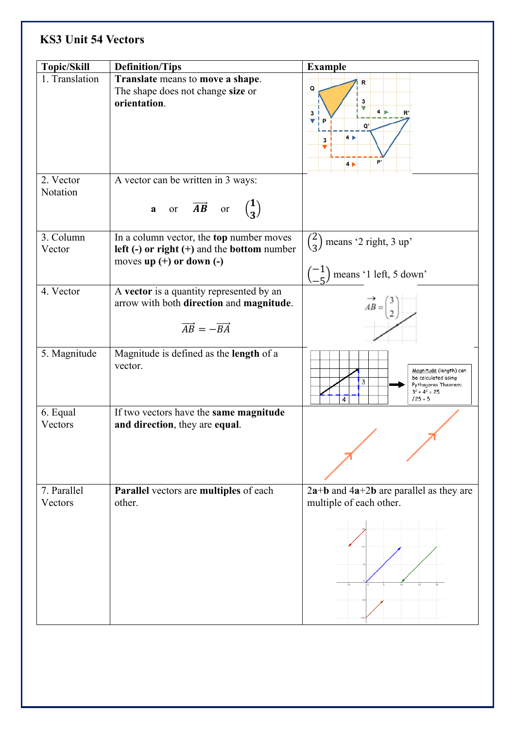# KS3 Unit 54 Vectors

| Topic/Skill | Definition/Tips | Example |
|---|---|---|
| 1. Translation | **Translate** means to **move a shape**. The shape does not change **size** or **orientation**. | |
| 2. Vector Notation | A vector can be written in 3 ways: **a** or $\overrightarrow{\boldsymbol{AB}}$ or $\begin{pmatrix} \mathbf{1} \\ \mathbf{3} \end{pmatrix}$ | |
| 3. Column Vector | In a column vector, the **top** number moves **left (-) or right (+)** and the **bottom** number moves **up (+) or down (-)** | $\begin{pmatrix} 2 \\ 3 \end{pmatrix}$ means '2 right, 3 up' $\begin{pmatrix} -1 \\ -5 \end{pmatrix}$ means '1 left, 5 down' |
| 4. Vector | A **vector** is a quantity represented by an arrow with both **direction** and **magnitude**. $\overrightarrow{AB} = -\overrightarrow{BA}$ | $\overrightarrow{AB} = \begin{pmatrix} 3 \\ 2 \end{pmatrix}$ |
| 5. Magnitude | Magnitude is defined as the **length** of a vector. | Magnitude (length) can be calculated using Pythagoras Theorem: $3^2 + 4^2 = 25$ $\sqrt{25} = 5$ |
| 6. Equal Vectors | If two vectors have the **same magnitude and direction**, they are **equal**. | |
| 7. Parallel Vectors | **Parallel** vectors are **multiples** of each other. | 2**a**+**b** and 4**a**+2**b** are parallel as they are multiple of each other. |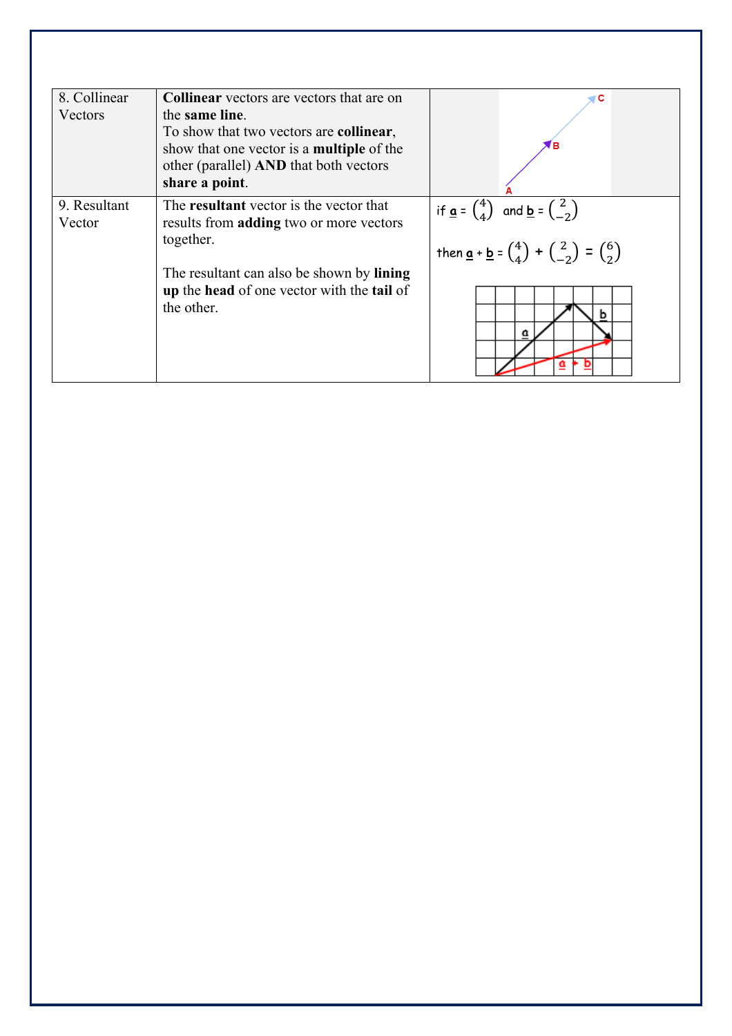| | | |
|---|---|---|
| 8. Collinear Vectors | **Collinear** vectors are vectors that are on the **same line**.<br>To show that two vectors are **collinear**, show that one vector is a **multiple** of the other (parallel) **AND** that both vectors **share a point**. | C<br>B<br>A |
| 9. Resultant Vector | The **resultant** vector is the vector that results from **adding** two or more vectors together.<br><br>The resultant can also be shown by **lining up** the **head** of one vector with the **tail** of the other. | if $\underline{a} = \begin{pmatrix} 4 \\ 4 \end{pmatrix}$ and $\underline{b} = \begin{pmatrix} 2 \\ -2 \end{pmatrix}$<br><br>then $\underline{a} + \underline{b} = \begin{pmatrix} 4 \\ 4 \end{pmatrix} + \begin{pmatrix} 2 \\ -2 \end{pmatrix} = \begin{pmatrix} 6 \\ 2 \end{pmatrix}$<br><br>$\underline{a}$<br>$\underline{b}$<br>$\underline{a} + \underline{b}$ |